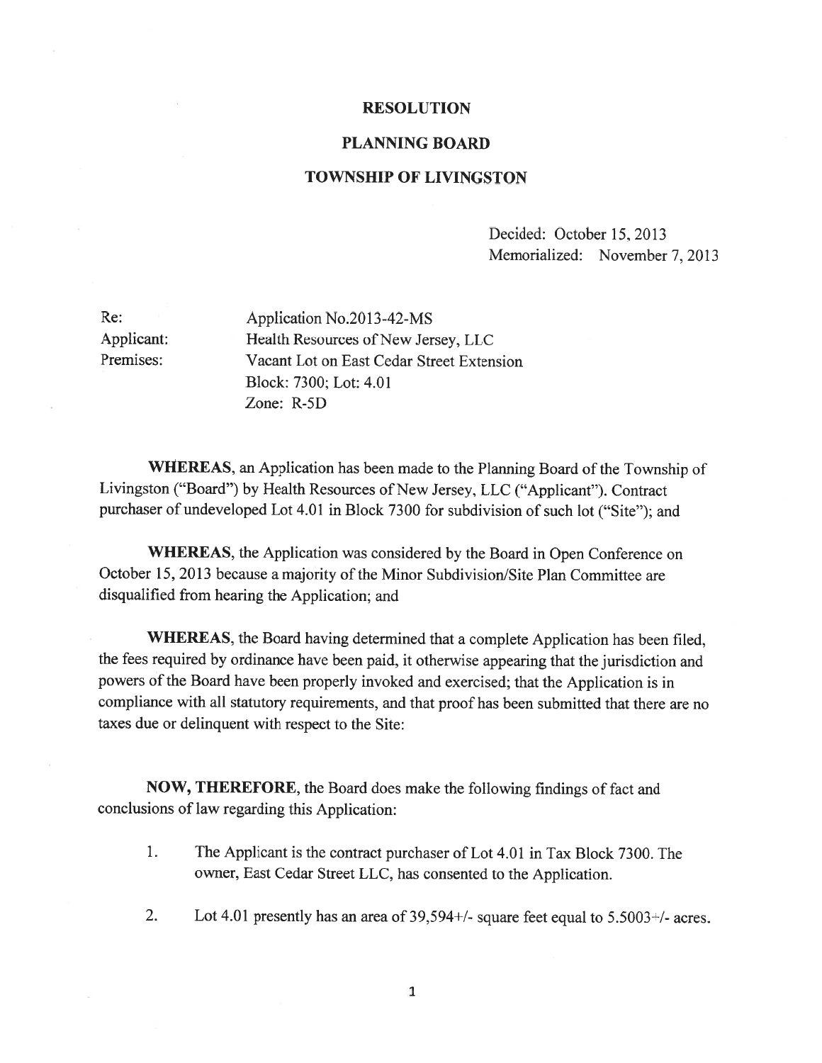# RESOLUTION

## PLANNING BOARD

## TOWNSHIP OF LIVINGSTON

Decided: October 15, 2013
Memorialized: November 7, 2013

Re: Application No.2013-42-MS
Applicant: Health Resources of New Jersey, LLC
Premises: Vacant Lot on East Cedar Street Extension
Block: 7300; Lot: 4.01
Zone: R-5D

**WHEREAS**, an Application has been made to the Planning Board of the Township of Livingston ("Board") by Health Resources of New Jersey, LLC ("Applicant"). Contract purchaser of undeveloped Lot 4.01 in Block 7300 for subdivision of such lot ("Site"); and

**WHEREAS**, the Application was considered by the Board in Open Conference on October 15, 2013 because a majority of the Minor Subdivision/Site Plan Committee are disqualified from hearing the Application; and

**WHEREAS**, the Board having determined that a complete Application has been filed, the fees required by ordinance have been paid, it otherwise appearing that the jurisdiction and powers of the Board have been properly invoked and exercised; that the Application is in compliance with all statutory requirements, and that proof has been submitted that there are no taxes due or delinquent with respect to the Site:

**NOW, THEREFORE**, the Board does make the following findings of fact and conclusions of law regarding this Application:

1. The Applicant is the contract purchaser of Lot 4.01 in Tax Block 7300. The owner, East Cedar Street LLC, has consented to the Application.
2. Lot 4.01 presently has an area of 39,594+/- square feet equal to 5.5003+/- acres.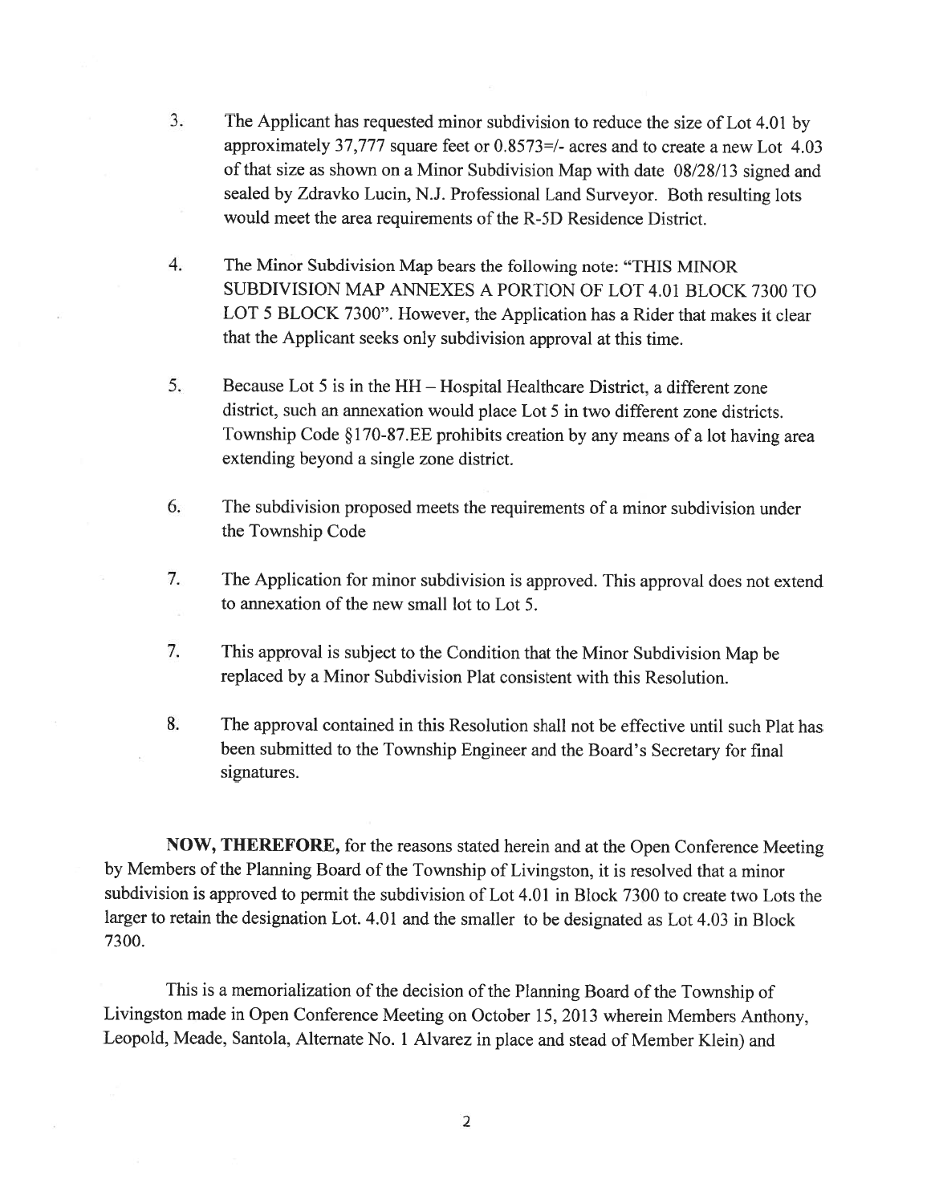3. The Applicant has requested minor subdivision to reduce the size of Lot 4.01 by approximately 37,777 square feet or 0.8573=/- acres and to create a new Lot 4.03 of that size as shown on a Minor Subdivision Map with date 08/28/13 signed and sealed by Zdravko Lucin, N.J. Professional Land Surveyor. Both resulting lots would meet the area requirements of the R-5D Residence District.

4. The Minor Subdivision Map bears the following note: "THIS MINOR SUBDIVISION MAP ANNEXES A PORTION OF LOT 4.01 BLOCK 7300 TO LOT 5 BLOCK 7300". However, the Application has a Rider that makes it clear that the Applicant seeks only subdivision approval at this time.

5. Because Lot 5 is in the HH – Hospital Healthcare District, a different zone district, such an annexation would place Lot 5 in two different zone districts. Township Code §170-87.EE prohibits creation by any means of a lot having area extending beyond a single zone district.

6. The subdivision proposed meets the requirements of a minor subdivision under the Township Code

7. The Application for minor subdivision is approved. This approval does not extend to annexation of the new small lot to Lot 5.

7. This approval is subject to the Condition that the Minor Subdivision Map be replaced by a Minor Subdivision Plat consistent with this Resolution.

8. The approval contained in this Resolution shall not be effective until such Plat has been submitted to the Township Engineer and the Board's Secretary for final signatures.

**NOW, THEREFORE,** for the reasons stated herein and at the Open Conference Meeting by Members of the Planning Board of the Township of Livingston, it is resolved that a minor subdivision is approved to permit the subdivision of Lot 4.01 in Block 7300 to create two Lots the larger to retain the designation Lot. 4.01 and the smaller to be designated as Lot 4.03 in Block 7300.

This is a memorialization of the decision of the Planning Board of the Township of Livingston made in Open Conference Meeting on October 15, 2013 wherein Members Anthony, Leopold, Meade, Santola, Alternate No. 1 Alvarez in place and stead of Member Klein) and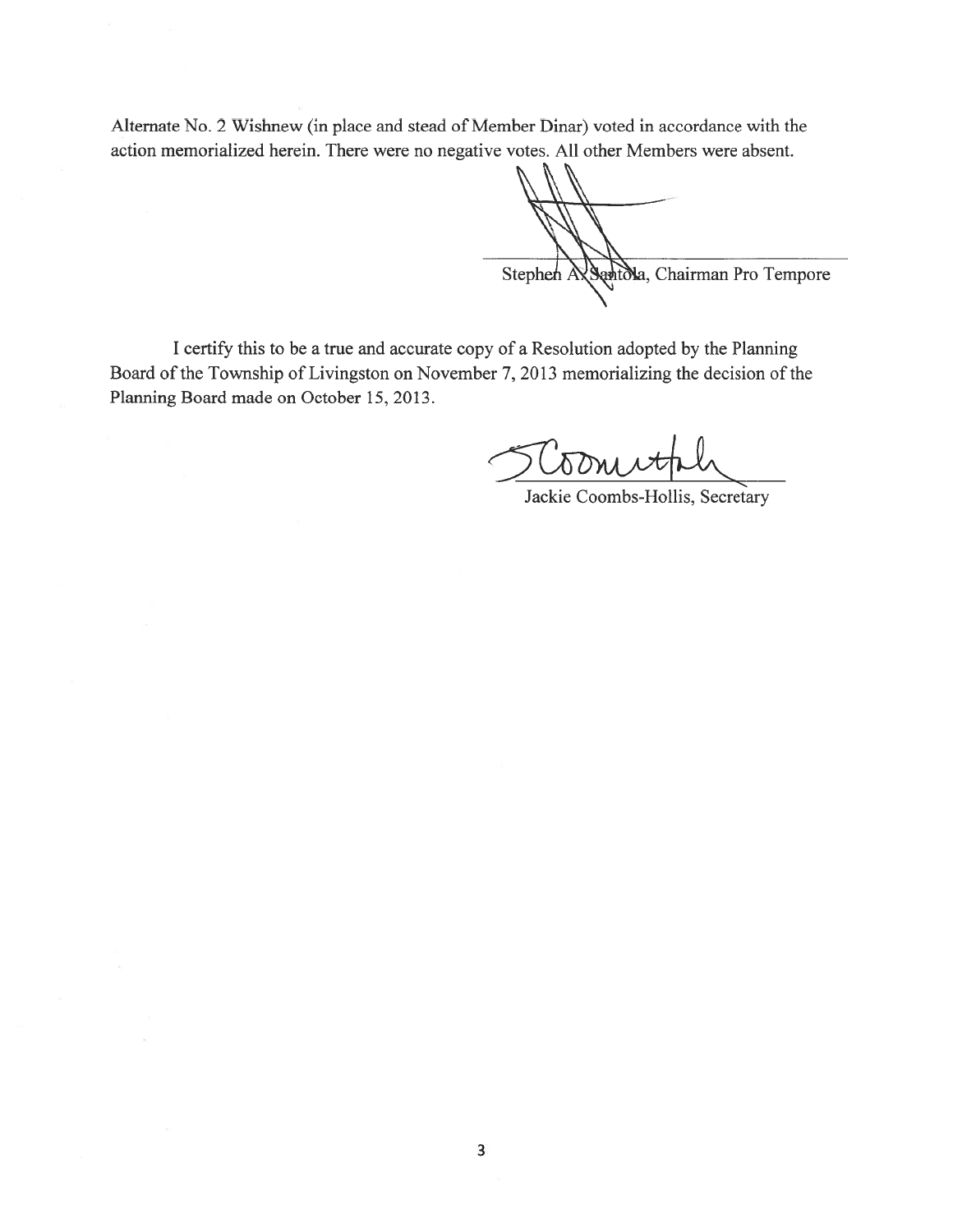Alternate No. 2 Wishnew (in place and stead of Member Dinar) voted in accordance with the action memorialized herein. There were no negative votes. All other Members were absent.

Stephen A. Santola, Chairman Pro Tempore

I certify this to be a true and accurate copy of a Resolution adopted by the Planning Board of the Township of Livingston on November 7, 2013 memorializing the decision of the Planning Board made on October 15, 2013.

Jackie Coombs-Hollis, Secretary